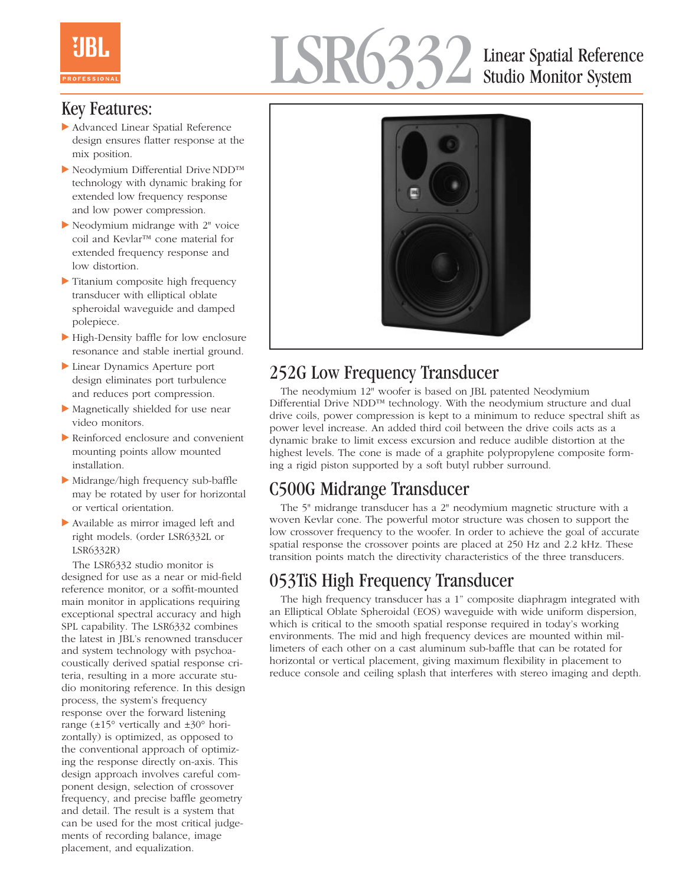# LSR6332 Linear Spatial Reference Studio Monitor System

## Key Features:

- Advanced Linear Spatial Reference design ensures flatter response at the mix position.
- Neodymium Differential Drive NDD™ technology with dynamic braking for extended low frequency response and low power compression.
- Neodymium midrange with 2" voice coil and Kevlar™ cone material for extended frequency response and low distortion.
- Titanium composite high frequency transducer with elliptical oblate spheroidal waveguide and damped polepiece.
- High-Density baffle for low enclosure resonance and stable inertial ground.
- Linear Dynamics Aperture port design eliminates port turbulence and reduces port compression.
- Magnetically shielded for use near video monitors.
- Reinforced enclosure and convenient mounting points allow mounted installation.
- Midrange/high frequency sub-baffle may be rotated by user for horizontal or vertical orientation.
- Available as mirror imaged left and right models. (order LSR6332L or LSR6332R)

The LSR6332 studio monitor is designed for use as a near or mid-field reference monitor, or a soffit-mounted main monitor in applications requiring exceptional spectral accuracy and high SPL capability. The LSR6332 combines the latest in JBL's renowned transducer and system technology with psychoacoustically derived spatial response criteria, resulting in a more accurate studio monitoring reference. In this design process, the system's frequency response over the forward listening range (±15° vertically and ±30° horizontally) is optimized, as opposed to the conventional approach of optimizing the response directly on-axis. This design approach involves careful component design, selection of crossover frequency, and precise baffle geometry and detail. The result is a system that can be used for the most critical judgements of recording balance, image placement, and equalization.

## 252G Low Frequency Transducer

The neodymium 12" woofer is based on JBL patented Neodymium Differential Drive NDD™ technology. With the neodymium structure and dual drive coils, power compression is kept to a minimum to reduce spectral shift as power level increase. An added third coil between the drive coils acts as a dynamic brake to limit excess excursion and reduce audible distortion at the highest levels. The cone is made of a graphite polypropylene composite forming a rigid piston supported by a soft butyl rubber surround.

## C500G Midrange Transducer

The 5" midrange transducer has a 2" neodymium magnetic structure with a woven Kevlar cone. The powerful motor structure was chosen to support the low crossover frequency to the woofer. In order to achieve the goal of accurate spatial response the crossover points are placed at 250 Hz and 2.2 kHz. These transition points match the directivity characteristics of the three transducers.

## 053TiS High Frequency Transducer

The high frequency transducer has a 1" composite diaphragm integrated with an Elliptical Oblate Spheroidal (EOS) waveguide with wide uniform dispersion, which is critical to the smooth spatial response required in today's working environments. The mid and high frequency devices are mounted within millimeters of each other on a cast aluminum sub-baffle that can be rotated for horizontal or vertical placement, giving maximum flexibility in placement to reduce console and ceiling splash that interferes with stereo imaging and depth.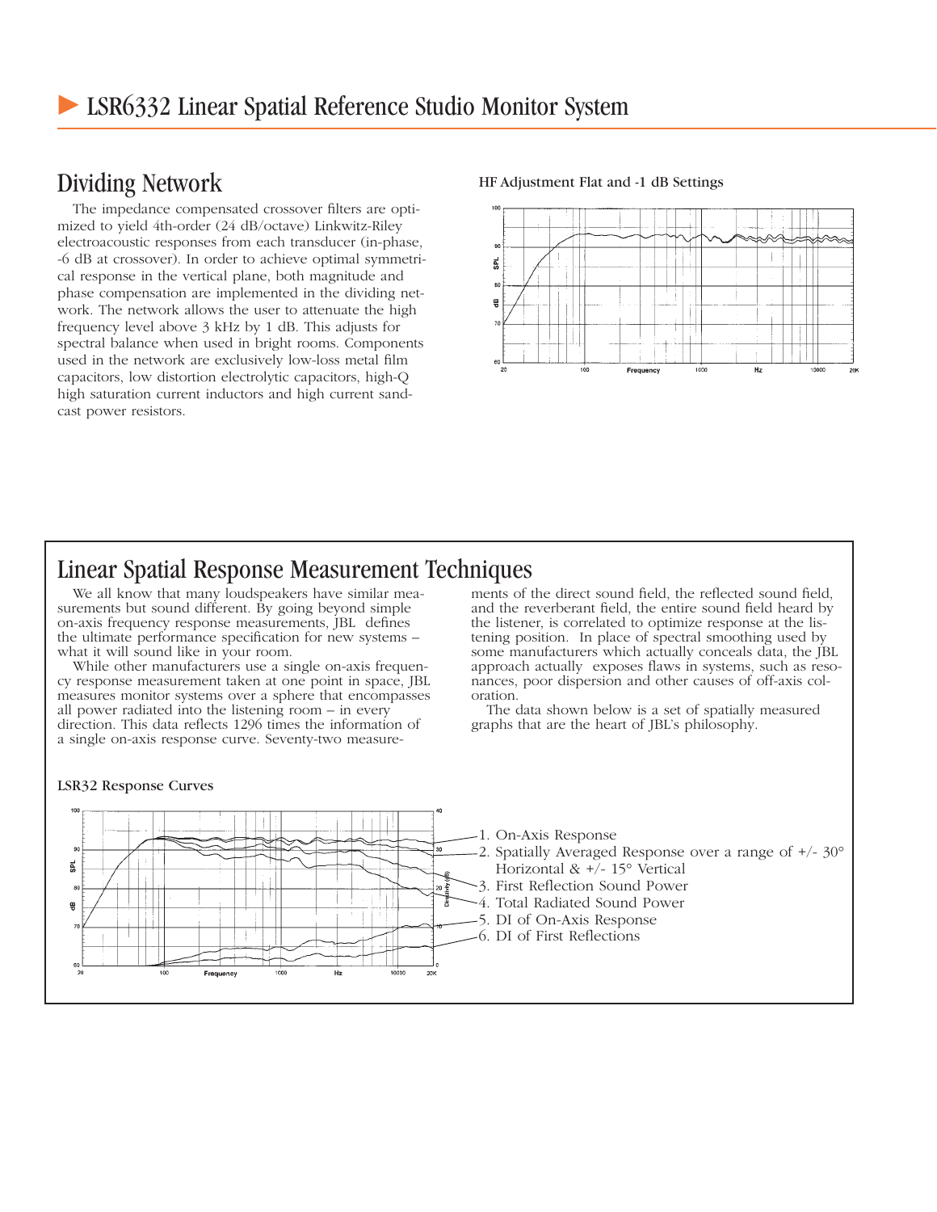# LSR6332 Linear Spatial Reference Studio Monitor System

## Dividing Network

The impedance compensated crossover filters are optimized to yield 4th-order (24 dB/octave) Linkwitz-Riley electroacoustic responses from each transducer (in-phase, -6 dB at crossover). In order to achieve optimal symmetrical response in the vertical plane, both magnitude and phase compensation are implemented in the dividing network. The network allows the user to attenuate the high frequency level above 3 kHz by 1 dB. This adjusts for spectral balance when used in bright rooms. Components used in the network are exclusively low-loss metal film capacitors, low distortion electrolytic capacitors, high-Q high saturation current inductors and high current sand-cast power resistors.

HF Adjustment Flat and -1 dB Settings

## Linear Spatial Response Measurement Techniques

We all know that many loudspeakers have similar measurements but sound different. By going beyond simple on-axis frequency response measurements, JBL defines the ultimate performance specification for new systems – what it will sound like in your room.

While other manufacturers use a single on-axis frequency response measurement taken at one point in space, JBL measures monitor systems over a sphere that encompasses all power radiated into the listening room – in every direction. This data reflects 1296 times the information of a single on-axis response curve. Seventy-two measurements of the direct sound field, the reflected sound field, and the reverberant field, the entire sound field heard by the listener, is correlated to optimize response at the listening position. In place of spectral smoothing used by some manufacturers which actually conceals data, the JBL approach actually exposes flaws in systems, such as resonances, poor dispersion and other causes of off-axis coloration.

The data shown below is a set of spatially measured graphs that are the heart of JBL's philosophy.

LSR32 Response Curves

1. On-Axis Response
2. Spatially Averaged Response over a range of +/- 30° Horizontal & +/- 15° Vertical
3. First Reflection Sound Power
4. Total Radiated Sound Power
5. DI of On-Axis Response
6. DI of First Reflections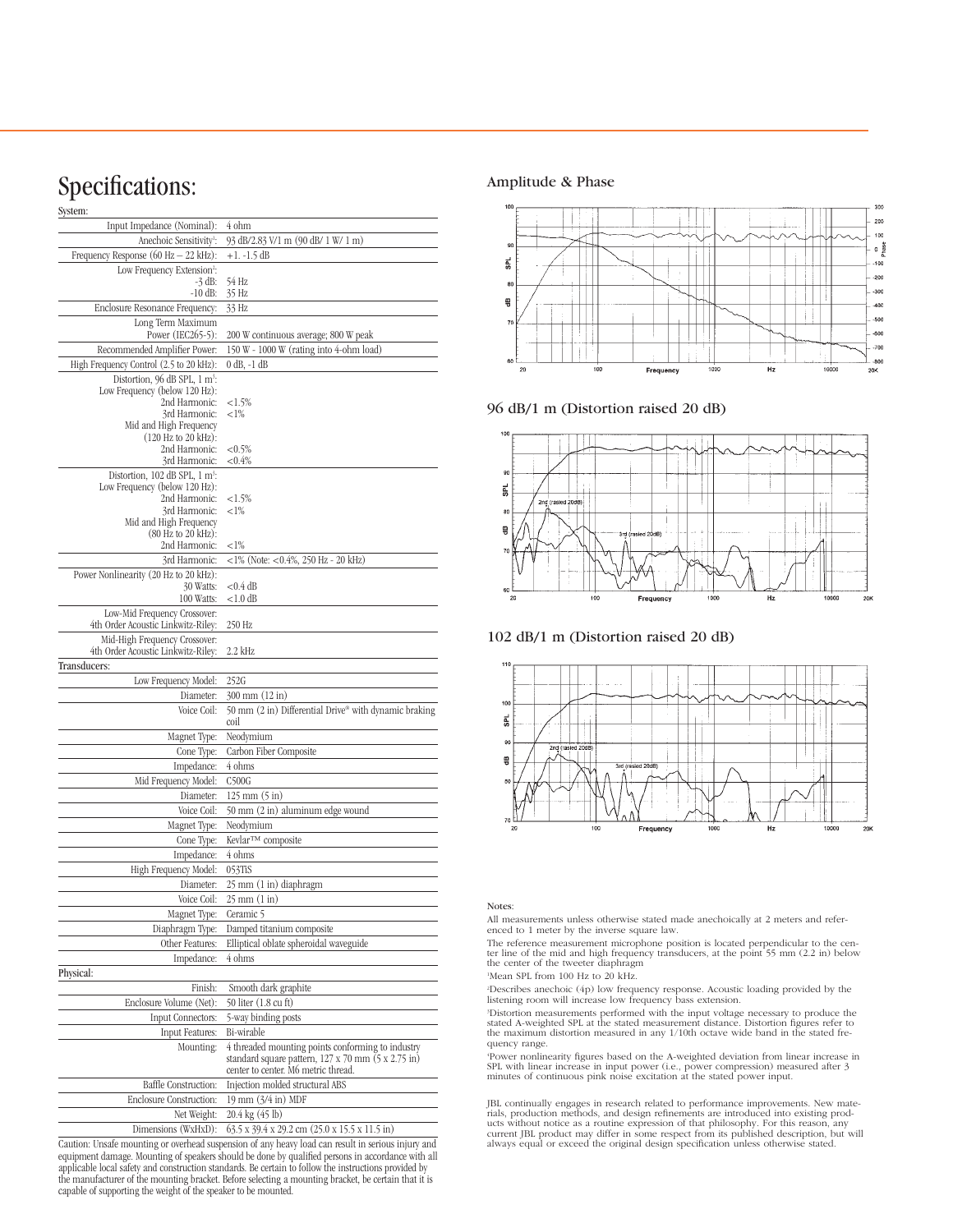# Specifications:

| System: | |
|---|---|
| Input Impedance (Nominal): | 4 ohm |
| Anechoic Sensitivity[1]: | 93 dB/2.83 V/1 m (90 dB/ 1 W/ 1 m) |
| Frequency Response (60 Hz – 22 kHz): | +1. -1.5 dB |
| Low Frequency Extension[2]: | |
| -3 dB: | 54 Hz |
| -10 dB: | 35 Hz |
| Enclosure Resonance Frequency: | 33 Hz |
| Long Term Maximum Power (IEC265-5): | 200 W continuous average; 800 W peak |
| Recommended Amplifier Power: | 150 W - 1000 W (rating into 4-ohm load) |
| High Frequency Control (2.5 to 20 kHz): | 0 dB, -1 dB |
| Distortion, 96 dB SPL, 1 m[3]: | |
| Low Frequency (below 120 Hz): | |
| 2nd Harmonic: | <1.5% |
| 3rd Harmonic: | <1% |
| Mid and High Frequency (120 Hz to 20 kHz): | |
| 2nd Harmonic: | <0.5% |
| 3rd Harmonic: | <0.4% |
| Distortion, 102 dB SPL, 1 m[3]: | |
| Low Frequency (below 120 Hz): | |
| 2nd Harmonic: | <1.5% |
| 3rd Harmonic: | <1% |
| Mid and High Frequency (80 Hz to 20 kHz): | |
| 2nd Harmonic: | <1% |
| 3rd Harmonic: | <1% (Note: <0.4%, 250 Hz - 20 kHz) |
| Power Nonlinearity (20 Hz to 20 kHz)[4]: | |
| 30 Watts: | <0.4 dB |
| 100 Watts: | <1.0 dB |
| Low-Mid Frequency Crossover: 4th Order Acoustic Linkwitz-Riley: | 250 Hz |
| Mid-High Frequency Crossover: 4th Order Acoustic Linkwitz-Riley: | 2.2 kHz |

| Transducers: | |
|---|---|
| Low Frequency Model: | 252G |
| Diameter: | 300 mm (12 in) |
| Voice Coil: | 50 mm (2 in) Differential Drive® with dynamic braking coil |
| Magnet Type: | Neodymium |
| Cone Type: | Carbon Fiber Composite |
| Impedance: | 4 ohms |
| Mid Frequency Model: | C500G |
| Diameter: | 125 mm (5 in) |
| Voice Coil: | 50 mm (2 in) aluminum edge wound |
| Magnet Type: | Neodymium |
| Cone Type: | Kevlar™ composite |
| Impedance: | 4 ohms |
| High Frequency Model: | 053TiS |
| Diameter: | 25 mm (1 in) diaphragm |
| Voice Coil: | 25 mm (1 in) |
| Magnet Type: | Ceramic 5 |
| Diaphragm Type: | Damped titanium composite |
| Other Features: | Elliptical oblate spheroidal waveguide |
| Impedance: | 4 ohms |

| Physical: | |
|---|---|
| Finish: | Smooth dark graphite |
| Enclosure Volume (Net): | 50 liter (1.8 cu ft) |
| Input Connectors: | 5-way binding posts |
| Input Features: | Bi-wirable |
| Mounting: | 4 threaded mounting points conforming to industry standard square pattern, 127 x 70 mm (5 x 2.75 in) center to center. M6 metric thread. |
| Baffle Construction: | Injection molded structural ABS |
| Enclosure Construction: | 19 mm (3/4 in) MDF |
| Net Weight: | 20.4 kg (45 lb) |
| Dimensions (WxHxD): | 63.5 x 39.4 x 29.2 cm (25.0 x 15.5 x 11.5 in) |

Caution: Unsafe mounting or overhead suspension of any heavy load can result in serious injury and equipment damage. Mounting of speakers should be done by qualified persons in accordance with all applicable local safety and construction standards. Be certain to follow the instructions provided by the manufacturer of the mounting bracket. Before selecting a mounting bracket, be certain that it is capable of supporting the weight of the speaker to be mounted.

## Amplitude & Phase

## 96 dB/1 m (Distortion raised 20 dB)

## 102 dB/1 m (Distortion raised 20 dB)

Notes:

All measurements unless otherwise stated made anechoically at 2 meters and referenced to 1 meter by the inverse square law.

The reference measurement microphone position is located perpendicular to the center line of the mid and high frequency transducers, at the point 55 mm (2.2 in) below the center of the tweeter diaphragm

[1]Mean SPL from 100 Hz to 20 kHz.

[2]Describes anechoic (4p) low frequency response. Acoustic loading provided by the listening room will increase low frequency bass extension.

[3]Distortion measurements performed with the input voltage necessary to produce the stated A-weighted SPL at the stated measurement distance. Distortion figures refer to the maximum distortion measured in any 1/10th octave wide band in the stated frequency range.

[4]Power nonlinearity figures based on the A-weighted deviation from linear increase in SPL with linear increase in input power (i.e., power compression) measured after 3 minutes of continuous pink noise excitation at the stated power input.

JBL continually engages in research related to performance improvements. New materials, production methods, and design refinements are introduced into existing products without notice as a routine expression of that philosophy. For this reason, any current JBL product may differ in some respect from its published description, but will always equal or exceed the original design specification unless otherwise stated.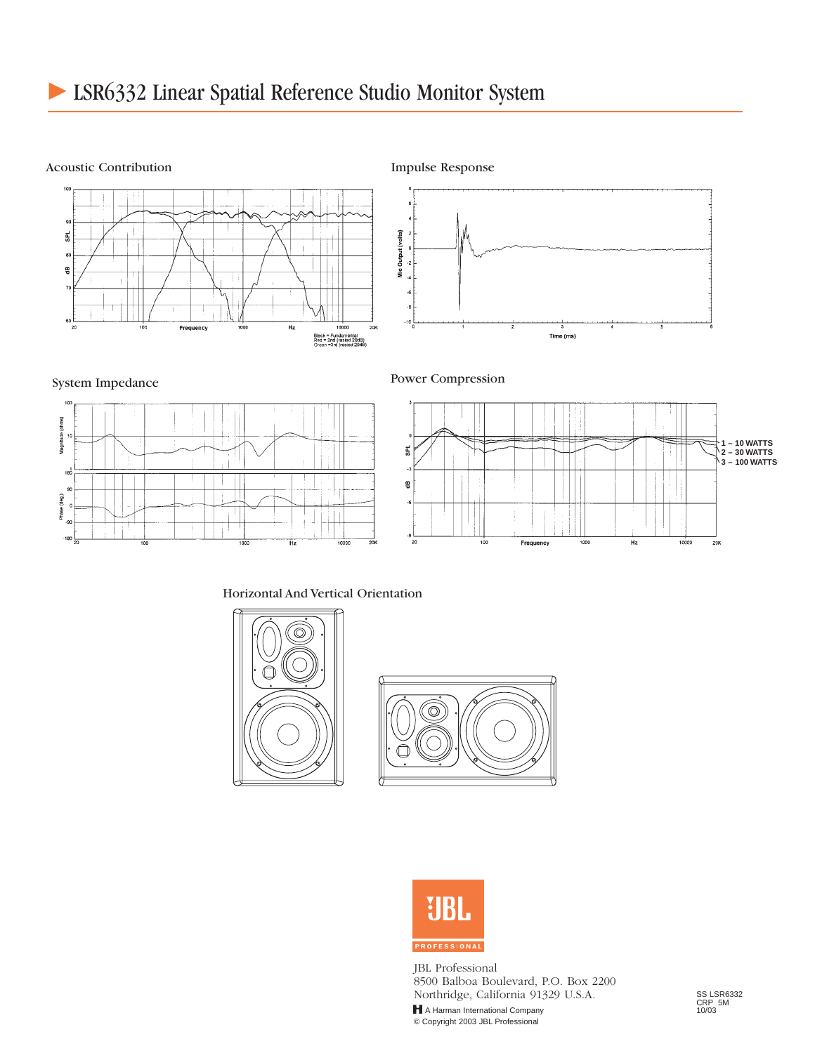# LSR6332 Linear Spatial Reference Studio Monitor System

## Acoustic Contribution

100
90
80
70
60
SPL
dB
20
100
Frequency
1000
Hz
10000
20K
Black = Fundamental
Red = 2nd (raised 20dB)
Green =3rd (rasied 20dB)

## Impulse Response

8
6
4
2
0
-2
-4
-6
-8
-10
Mic Output (volts)
0
1
2
3
4
5
6
Time (ms)

## System Impedance

100
10
1
Magnitude (ohms)
180
90
0
-90
-180
Phase (deg.)
20
100
1000
Hz
10000
20K

## Power Compression

3
0
-3
-6
-9
SPL
dB
20
100
Frequency
1000
Hz
10000
20K
1 – 10 WATTS
2 – 30 WATTS
3 – 100 WATTS

## Horizontal And Vertical Orientation

JBL PROFESSIONAL

JBL Professional
8500 Balboa Boulevard, P.O. Box 2200
Northridge, California 91329 U.S.A.

A Harman International Company
© Copyright 2003 JBL Professional

SS LSR6332
CRP 5M
10/03